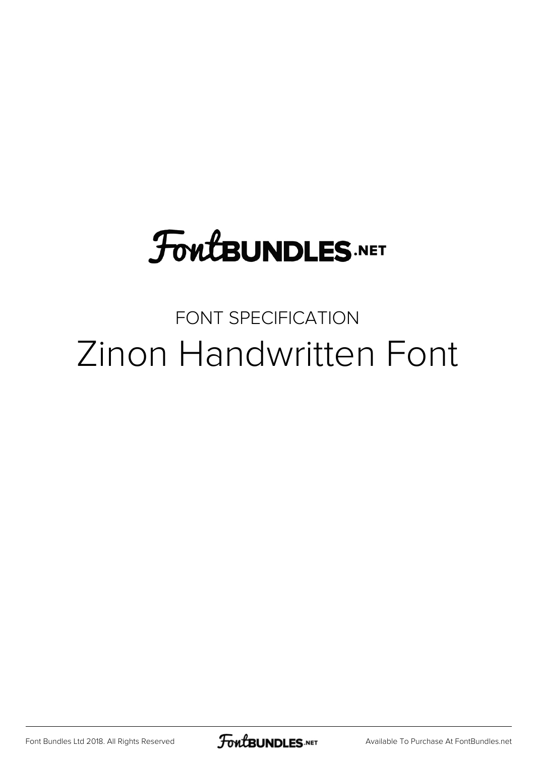FontBUNDLES.NET

FONT SPECIFICATION

# Zinon Handwritten Font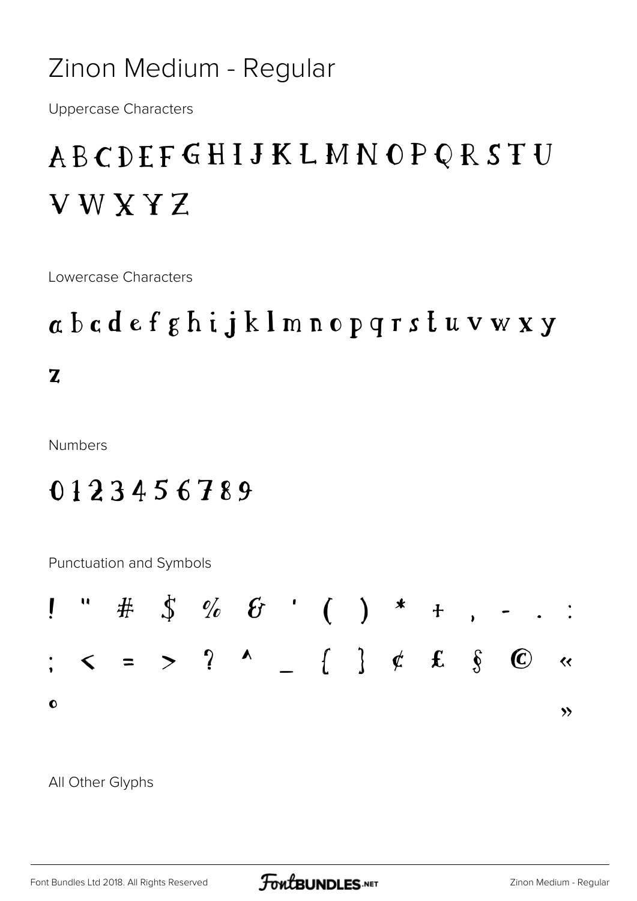# Zinon Medium - Regular

Uppercase Characters

A B C D E F G H I J K L M N O P Q R S T U V W X Y Z

Lowercase Characters

a b c d e f g h i j k l m n o p q r s t u v w x y z

Numbers

0 1 2 3 4 5 6 7 8 9

Punctuation and Symbols

! " # $ % & ' ( ) * + , - . : ; < = > ? ^ _ { } ¢ £ § © « ° »

All Other Glyphs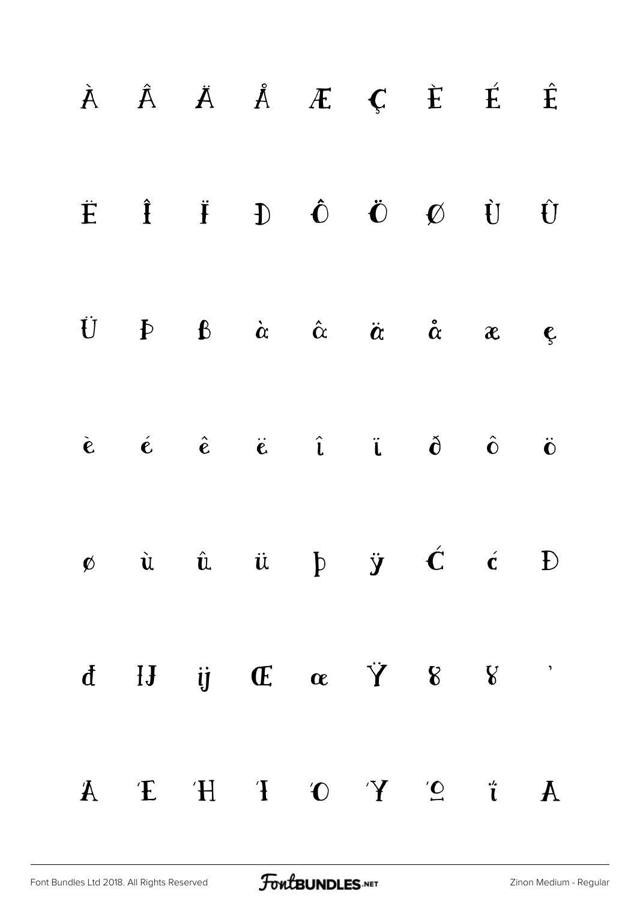À Â Ä Å Æ Ç È É Ê

Ë Î Ï Ð Ô Ö Ø Ù Û

Ü Þ ß à â ä å æ ç

è é ê ë î ï ð ô ö

ø ù û ü þ ÿ Ć ć Đ

đ Ĳ ĳ Œ œ Ÿ Ɣ ɣ ʼ

Ά Έ Ή Ί Ό Ύ Ώ ΐ Α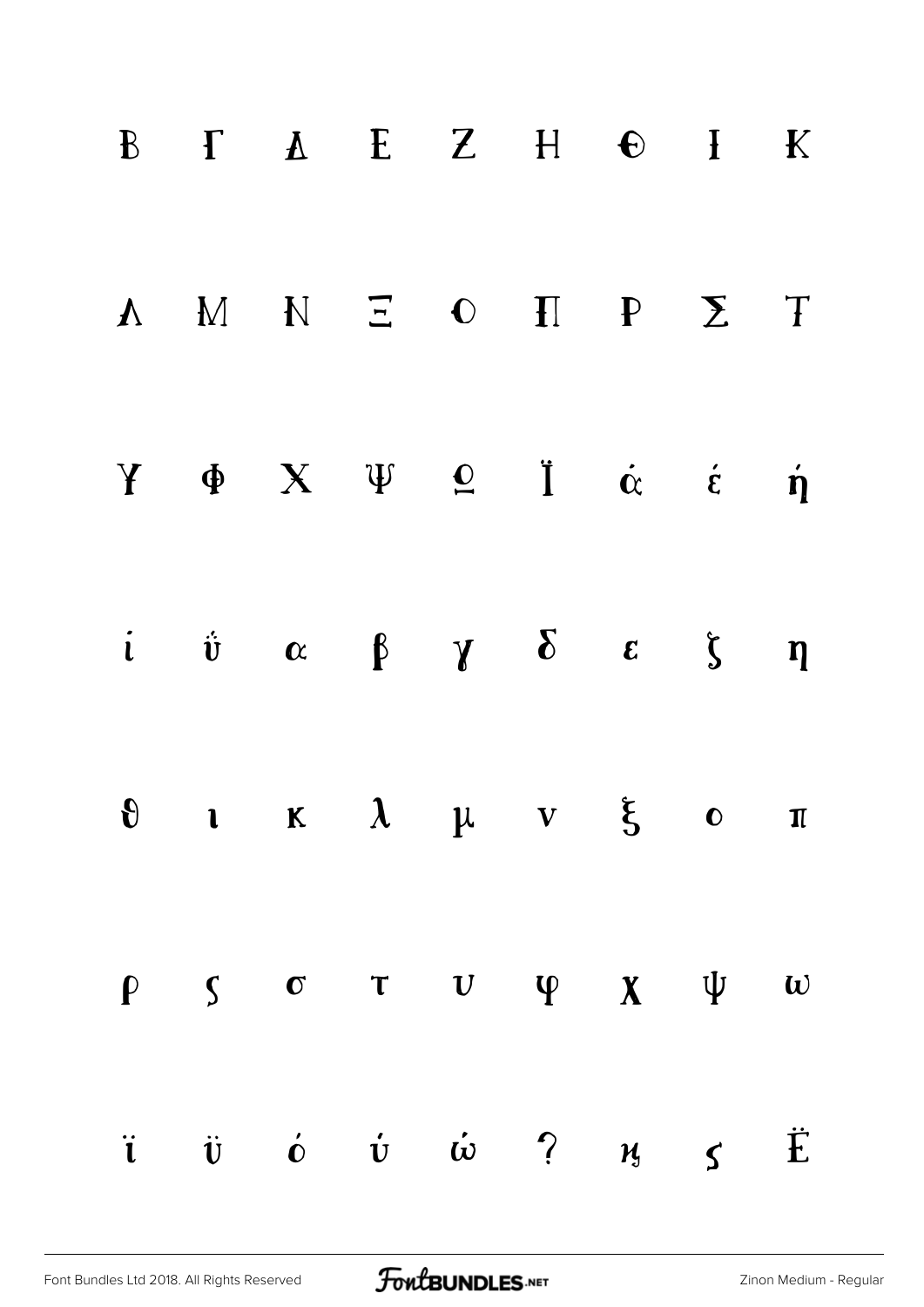Β Γ Δ Ε Ζ Η Θ Ι Κ

Λ Μ Ν Ξ Ο Π Ρ Σ Τ

Υ Φ Χ Ψ Ω Ϊ ά έ ή

ί ΰ α β γ δ ε ζ η

θ ι κ λ μ ν ξ ο π

ρ ς σ τ υ φ χ ψ ω

ϊ ϋ ό ύ ώ ; ϗ ς Ë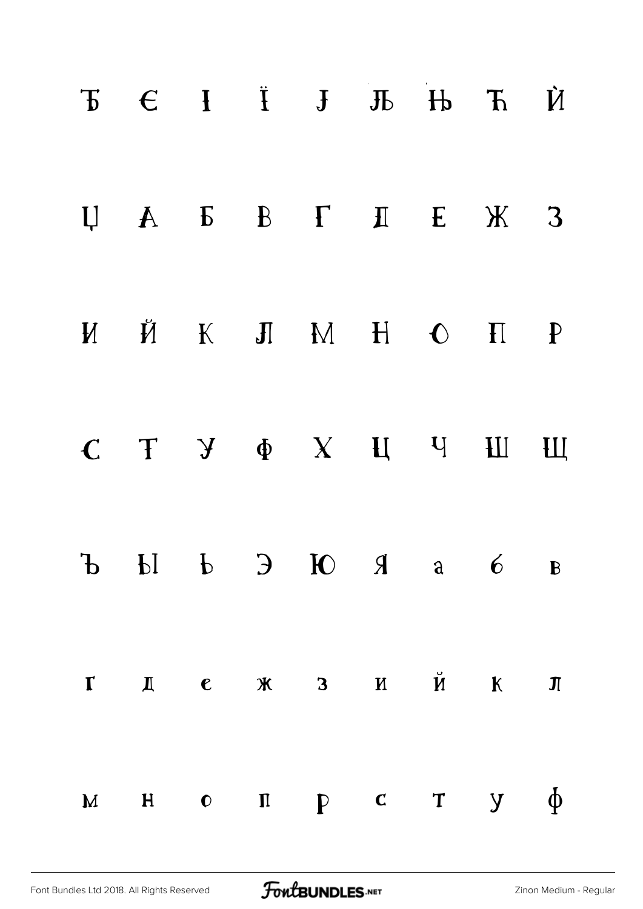Ђ Є І Ї Ј Љ Њ Ћ Ѝ

Џ А Б В Г Д Е Ж З

И Й К Л М Н О П Р

С Т У Ф Х Ц Ч Ш Щ

Ъ Ы Ь Э Ю Я а б в

г д е ж з и й к л

м н о п р с т у ф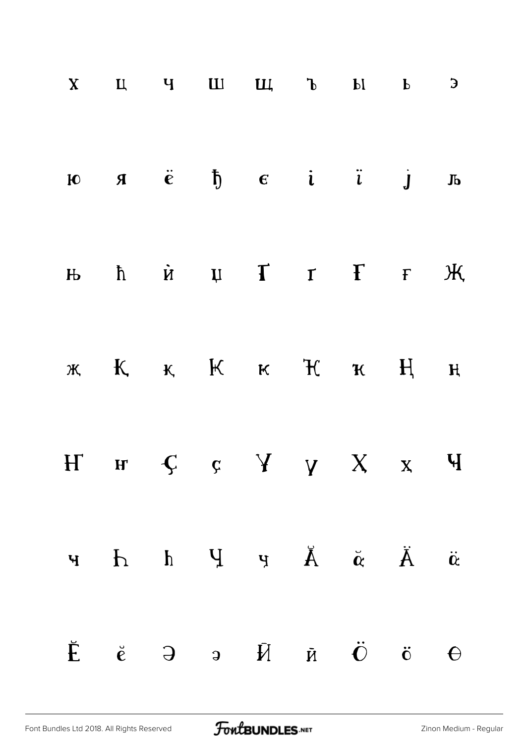х ц ч ш щ ъ ы ь э

ю я ё ђ є і ї ј љ

њ ћ ѝ џ Ґ ґ Ғ ғ Җ

җ Қ қ Ҝ ҝ Ҟ ҟ Ң ң

Ҥ ҥ Ҫ ҫ Ұ ү Ҳ ҳ Ҷ

ҷ Һ һ Ӌ ӌ Ӑ ӑ Ӓ ӓ

Ӗ ӗ Ә ә Ӣ ӣ Ӧ ӧ Ө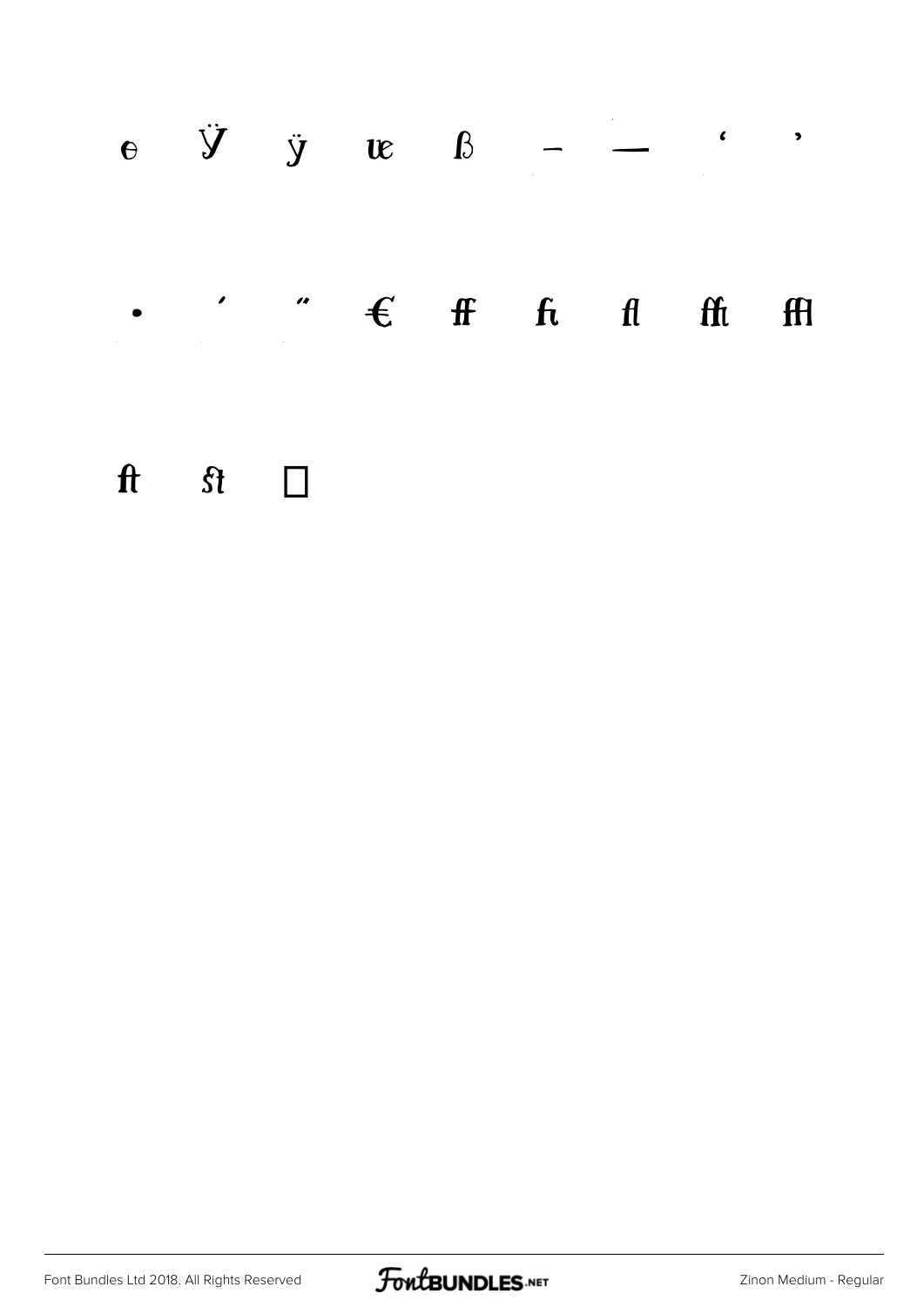ɵ Ÿ ÿ œ ß – — ‘ ’

• ′ ″ € ﬀ ﬁ ﬂ ﬃ ﬄ

ﬅ ﬆ □